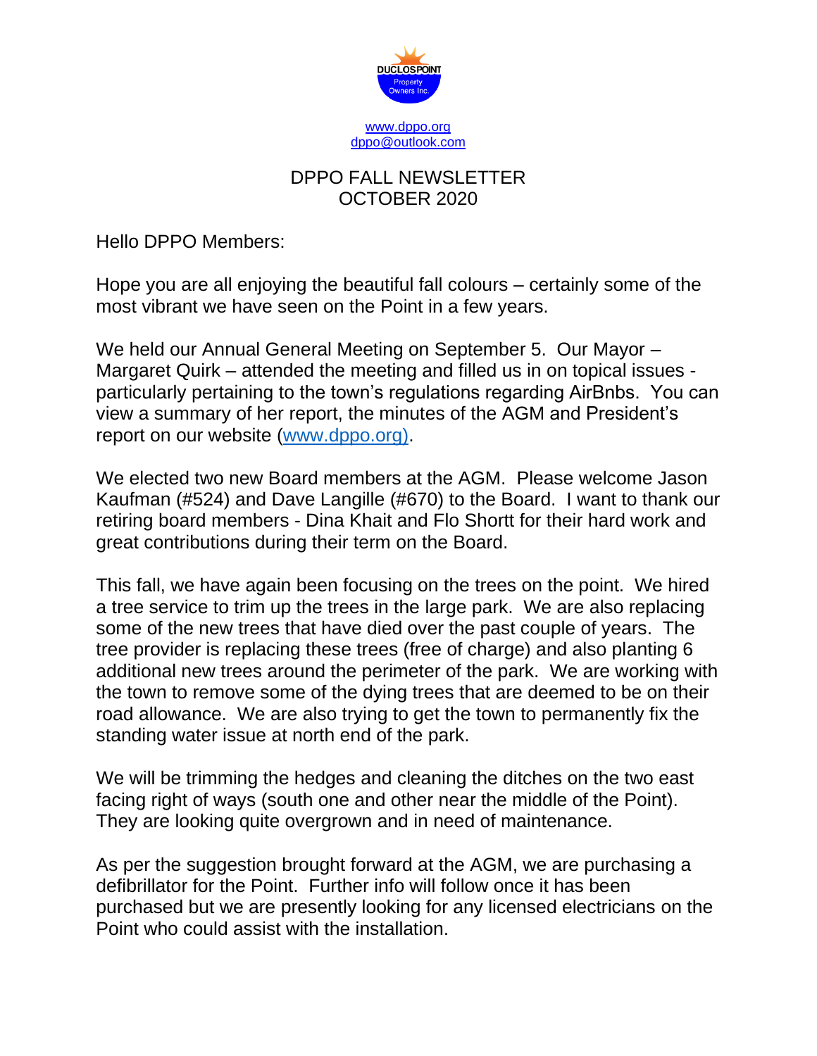www.dppo.org
dppo@outlook.com

# DPPO FALL NEWSLETTER
# OCTOBER 2020

Hello DPPO Members:

Hope you are all enjoying the beautiful fall colours – certainly some of the most vibrant we have seen on the Point in a few years.

We held our Annual General Meeting on September 5. Our Mayor – Margaret Quirk – attended the meeting and filled us in on topical issues - particularly pertaining to the town's regulations regarding AirBnbs. You can view a summary of her report, the minutes of the AGM and President's report on our website (www.dppo.org).

We elected two new Board members at the AGM. Please welcome Jason Kaufman (#524) and Dave Langille (#670) to the Board. I want to thank our retiring board members - Dina Khait and Flo Shortt for their hard work and great contributions during their term on the Board.

This fall, we have again been focusing on the trees on the point. We hired a tree service to trim up the trees in the large park. We are also replacing some of the new trees that have died over the past couple of years. The tree provider is replacing these trees (free of charge) and also planting 6 additional new trees around the perimeter of the park. We are working with the town to remove some of the dying trees that are deemed to be on their road allowance. We are also trying to get the town to permanently fix the standing water issue at north end of the park.

We will be trimming the hedges and cleaning the ditches on the two east facing right of ways (south one and other near the middle of the Point). They are looking quite overgrown and in need of maintenance.

As per the suggestion brought forward at the AGM, we are purchasing a defibrillator for the Point. Further info will follow once it has been purchased but we are presently looking for any licensed electricians on the Point who could assist with the installation.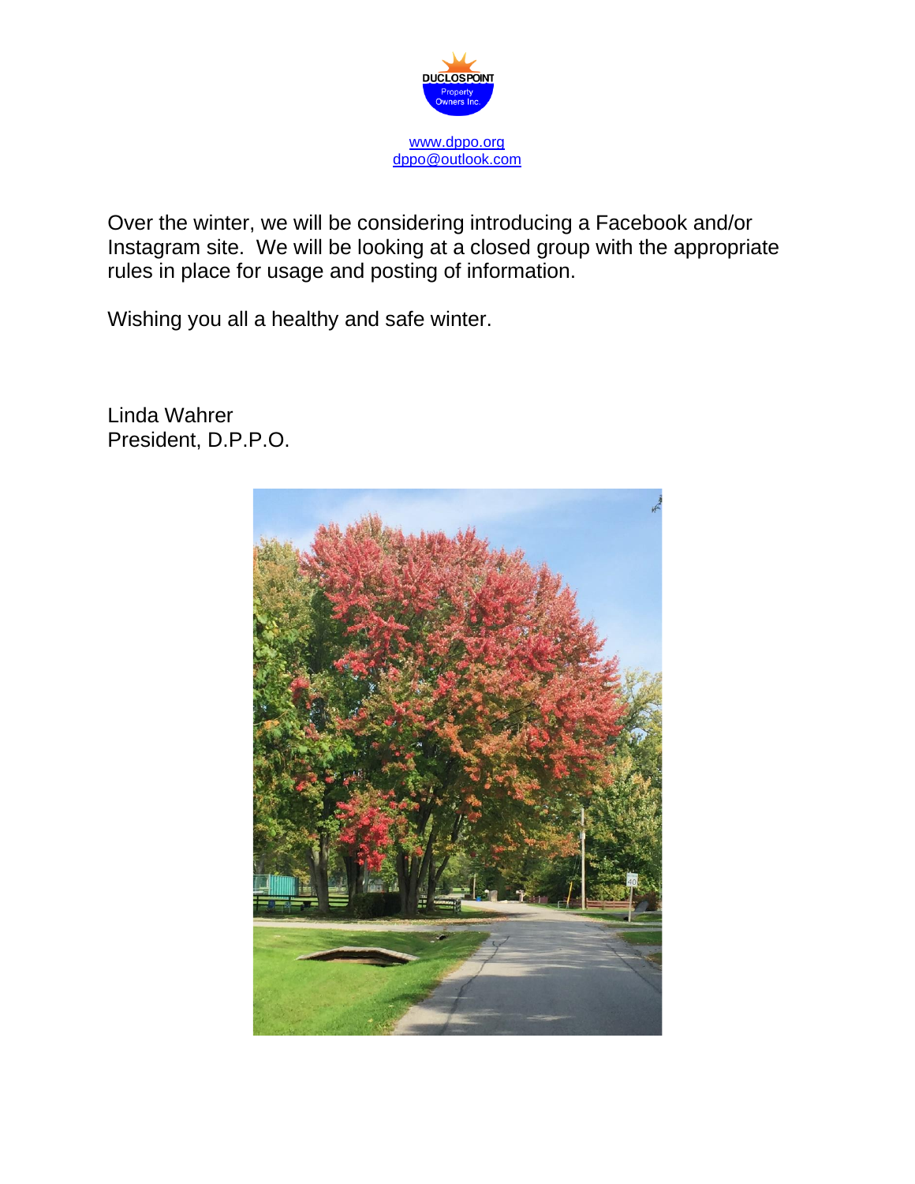www.dppo.org
dppo@outlook.com

Over the winter, we will be considering introducing a Facebook and/or Instagram site. We will be looking at a closed group with the appropriate rules in place for usage and posting of information.

Wishing you all a healthy and safe winter.

Linda Wahrer
President, D.P.P.O.